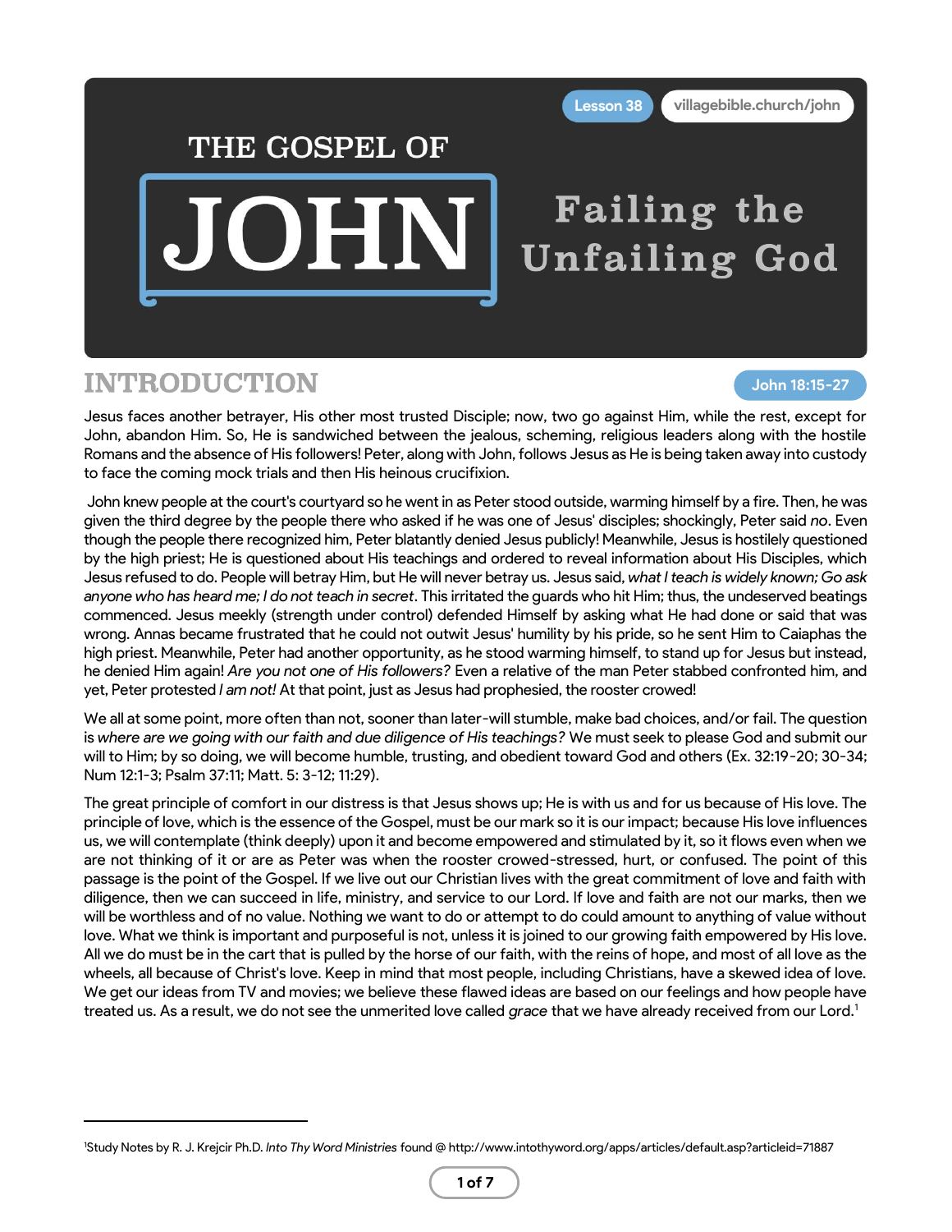Lesson 38 villagebible.church/john

# THE GOSPEL OF JOHN

# Failing the Unfailing God

## INTRODUCTION

John 18:15-27

Jesus faces another betrayer, His other most trusted Disciple; now, two go against Him, while the rest, except for John, abandon Him. So, He is sandwiched between the jealous, scheming, religious leaders along with the hostile Romans and the absence of His followers! Peter, along with John, follows Jesus as He is being taken away into custody to face the coming mock trials and then His heinous crucifixion.

John knew people at the court's courtyard so he went in as Peter stood outside, warming himself by a fire. Then, he was given the third degree by the people there who asked if he was one of Jesus' disciples; shockingly, Peter said *no*. Even though the people there recognized him, Peter blatantly denied Jesus publicly! Meanwhile, Jesus is hostilely questioned by the high priest; He is questioned about His teachings and ordered to reveal information about His Disciples, which Jesus refused to do. People will betray Him, but He will never betray us. Jesus said, *what I teach is widely known; Go ask anyone who has heard me; I do not teach in secret*. This irritated the guards who hit Him; thus, the undeserved beatings commenced. Jesus meekly (strength under control) defended Himself by asking what He had done or said that was wrong. Annas became frustrated that he could not outwit Jesus' humility by his pride, so he sent Him to Caiaphas the high priest. Meanwhile, Peter had another opportunity, as he stood warming himself, to stand up for Jesus but instead, he denied Him again! *Are you not one of His followers?* Even a relative of the man Peter stabbed confronted him, and yet, Peter protested *I am not!* At that point, just as Jesus had prophesied, the rooster crowed!

We all at some point, more often than not, sooner than later-will stumble, make bad choices, and/or fail. The question is *where are we going with our faith and due diligence of His teachings?* We must seek to please God and submit our will to Him; by so doing, we will become humble, trusting, and obedient toward God and others (Ex. 32:19-20; 30-34; Num 12:1-3; Psalm 37:11; Matt. 5: 3-12; 11:29).

The great principle of comfort in our distress is that Jesus shows up; He is with us and for us because of His love. The principle of love, which is the essence of the Gospel, must be our mark so it is our impact; because His love influences us, we will contemplate (think deeply) upon it and become empowered and stimulated by it, so it flows even when we are not thinking of it or are as Peter was when the rooster crowed-stressed, hurt, or confused. The point of this passage is the point of the Gospel. If we live out our Christian lives with the great commitment of love and faith with diligence, then we can succeed in life, ministry, and service to our Lord. If love and faith are not our marks, then we will be worthless and of no value. Nothing we want to do or attempt to do could amount to anything of value without love. What we think is important and purposeful is not, unless it is joined to our growing faith empowered by His love. All we do must be in the cart that is pulled by the horse of our faith, with the reins of hope, and most of all love as the wheels, all because of Christ's love. Keep in mind that most people, including Christians, have a skewed idea of love. We get our ideas from TV and movies; we believe these flawed ideas are based on our feelings and how people have treated us. As a result, we do not see the unmerited love called *grace* that we have already received from our Lord.[1]

---

[1]Study Notes by R. J. Krejcir Ph.D. *Into Thy Word Ministries* found @ http://www.intothyword.org/apps/articles/default.asp?articleid=71887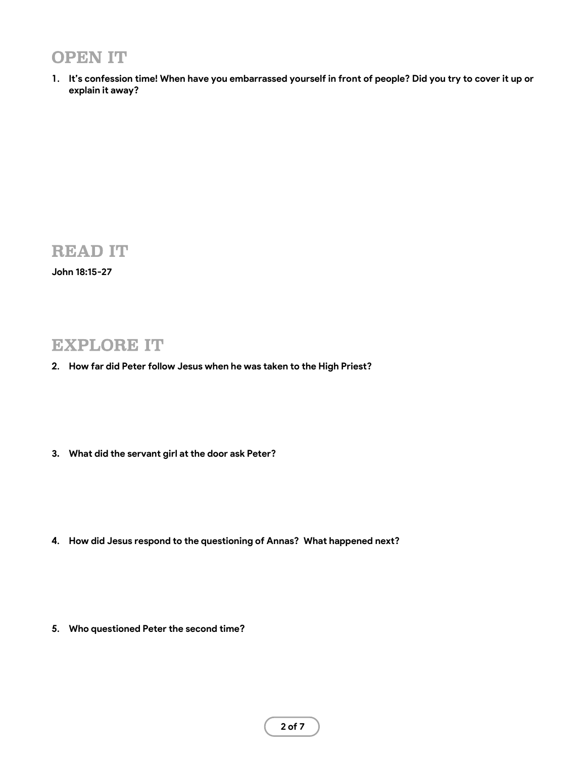## OPEN IT

1. **It's confession time! When have you embarrassed yourself in front of people? Did you try to cover it up or explain it away?**

## READ IT

**John 18:15-27**

## EXPLORE IT

2. **How far did Peter follow Jesus when he was taken to the High Priest?**

3. **What did the servant girl at the door ask Peter?**

4. **How did Jesus respond to the questioning of Annas? What happened next?**

5. **Who questioned Peter the second time?**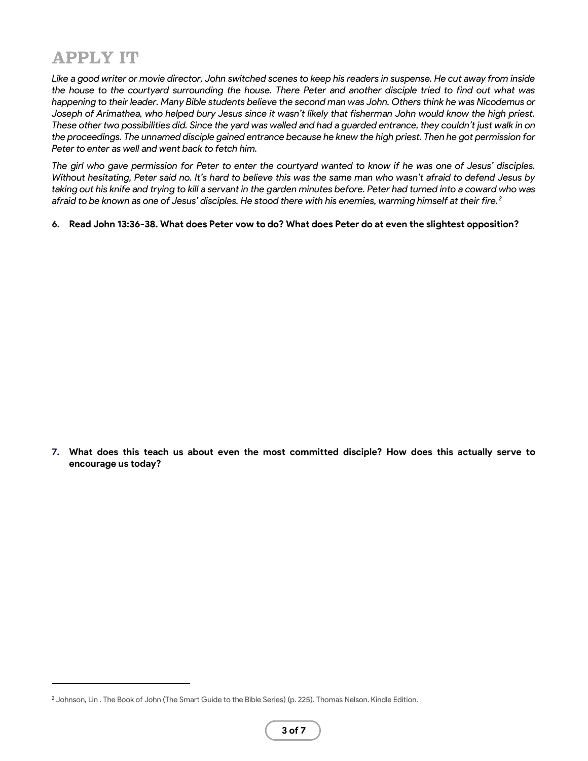# APPLY IT

*Like a good writer or movie director, John switched scenes to keep his readers in suspense. He cut away from inside the house to the courtyard surrounding the house. There Peter and another disciple tried to find out what was happening to their leader. Many Bible students believe the second man was John. Others think he was Nicodemus or Joseph of Arimathea, who helped bury Jesus since it wasn't likely that fisherman John would know the high priest. These other two possibilities did. Since the yard was walled and had a guarded entrance, they couldn't just walk in on the proceedings. The unnamed disciple gained entrance because he knew the high priest. Then he got permission for Peter to enter as well and went back to fetch him.*

*The girl who gave permission for Peter to enter the courtyard wanted to know if he was one of Jesus' disciples. Without hesitating, Peter said no. It's hard to believe this was the same man who wasn't afraid to defend Jesus by taking out his knife and trying to kill a servant in the garden minutes before. Peter had turned into a coward who was afraid to be known as one of Jesus' disciples. He stood there with his enemies, warming himself at their fire.*[2]

6. **Read John 13:36-38. What does Peter vow to do? What does Peter do at even the slightest opposition?**

7. **What does this teach us about even the most committed disciple? How does this actually serve to encourage us today?**

---

[2] Johnson, Lin . The Book of John (The Smart Guide to the Bible Series) (p. 225). Thomas Nelson. Kindle Edition.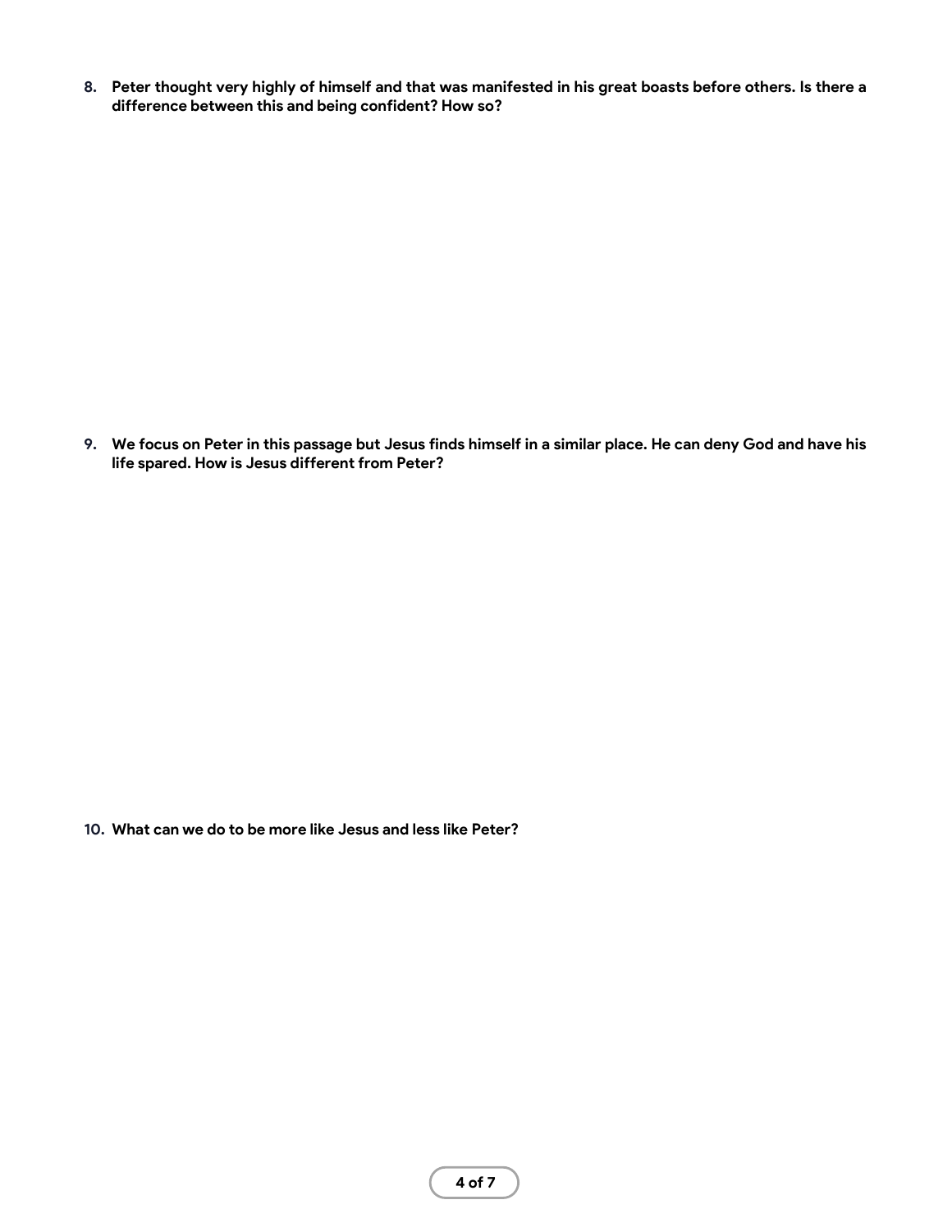8. **Peter thought very highly of himself and that was manifested in his great boasts before others. Is there a difference between this and being confident? How so?**

9. **We focus on Peter in this passage but Jesus finds himself in a similar place. He can deny God and have his life spared. How is Jesus different from Peter?**

10. **What can we do to be more like Jesus and less like Peter?**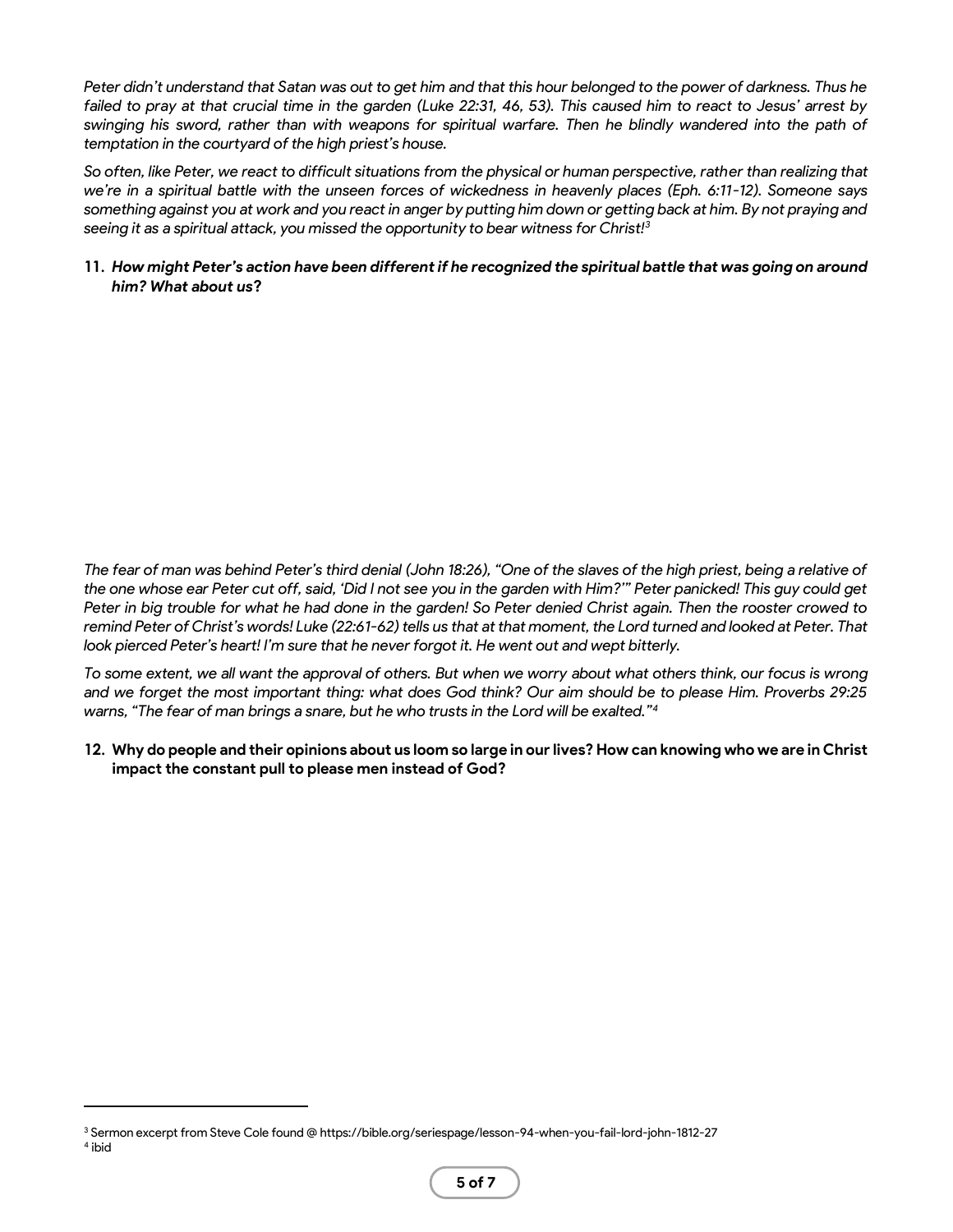*Peter didn't understand that Satan was out to get him and that this hour belonged to the power of darkness. Thus he failed to pray at that crucial time in the garden (Luke 22:31, 46, 53). This caused him to react to Jesus' arrest by swinging his sword, rather than with weapons for spiritual warfare. Then he blindly wandered into the path of temptation in the courtyard of the high priest's house.*

*So often, like Peter, we react to difficult situations from the physical or human perspective, rather than realizing that we're in a spiritual battle with the unseen forces of wickedness in heavenly places (Eph. 6:11-12). Someone says something against you at work and you react in anger by putting him down or getting back at him. By not praying and seeing it as a spiritual attack, you missed the opportunity to bear witness for Christ!*[3]

11. ***How might Peter's action have been different if he recognized the spiritual battle that was going on around him? What about us*?**

*The fear of man was behind Peter's third denial (John 18:26), "One of the slaves of the high priest, being a relative of the one whose ear Peter cut off, said, 'Did I not see you in the garden with Him?'" Peter panicked! This guy could get Peter in big trouble for what he had done in the garden! So Peter denied Christ again. Then the rooster crowed to remind Peter of Christ's words! Luke (22:61-62) tells us that at that moment, the Lord turned and looked at Peter. That look pierced Peter's heart! I'm sure that he never forgot it. He went out and wept bitterly.*

*To some extent, we all want the approval of others. But when we worry about what others think, our focus is wrong and we forget the most important thing: what does God think? Our aim should be to please Him. Proverbs 29:25 warns, "The fear of man brings a snare, but he who trusts in the Lord will be exalted."*[4]

12. **Why do people and their opinions about us loom so large in our lives? How can knowing who we are in Christ impact the constant pull to please men instead of God?**

---

[3] Sermon excerpt from Steve Cole found @ https://bible.org/seriespage/lesson-94-when-you-fail-lord-john-1812-27

[4] ibid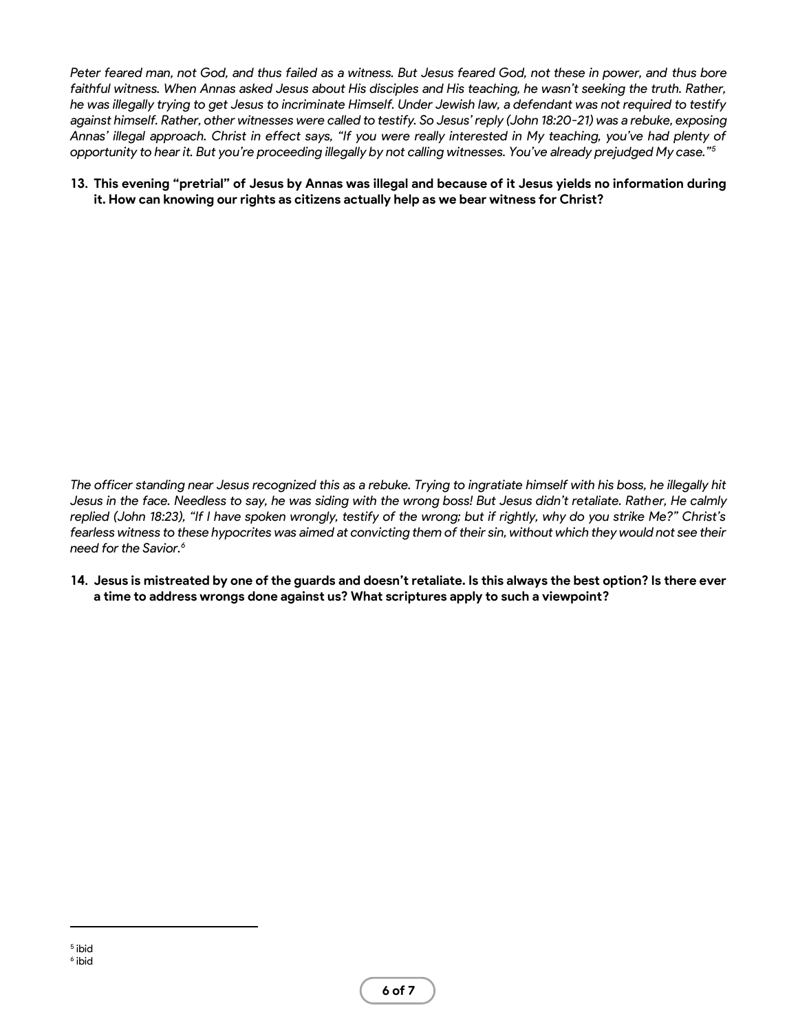*Peter feared man, not God, and thus failed as a witness. But Jesus feared God, not these in power, and thus bore faithful witness. When Annas asked Jesus about His disciples and His teaching, he wasn't seeking the truth. Rather, he was illegally trying to get Jesus to incriminate Himself. Under Jewish law, a defendant was not required to testify against himself. Rather, other witnesses were called to testify. So Jesus' reply (John 18:20-21) was a rebuke, exposing Annas' illegal approach. Christ in effect says, "If you were really interested in My teaching, you've had plenty of opportunity to hear it. But you're proceeding illegally by not calling witnesses. You've already prejudged My case."*[5]

13. **This evening "pretrial" of Jesus by Annas was illegal and because of it Jesus yields no information during it. How can knowing our rights as citizens actually help as we bear witness for Christ?**

*The officer standing near Jesus recognized this as a rebuke. Trying to ingratiate himself with his boss, he illegally hit Jesus in the face. Needless to say, he was siding with the wrong boss! But Jesus didn't retaliate. Rather, He calmly replied (John 18:23), "If I have spoken wrongly, testify of the wrong; but if rightly, why do you strike Me?" Christ's fearless witness to these hypocrites was aimed at convicting them of their sin, without which they would not see their need for the Savior.*[6]

14. **Jesus is mistreated by one of the guards and doesn't retaliate. Is this always the best option? Is there ever a time to address wrongs done against us? What scriptures apply to such a viewpoint?**

---

[5] ibid
[6] ibid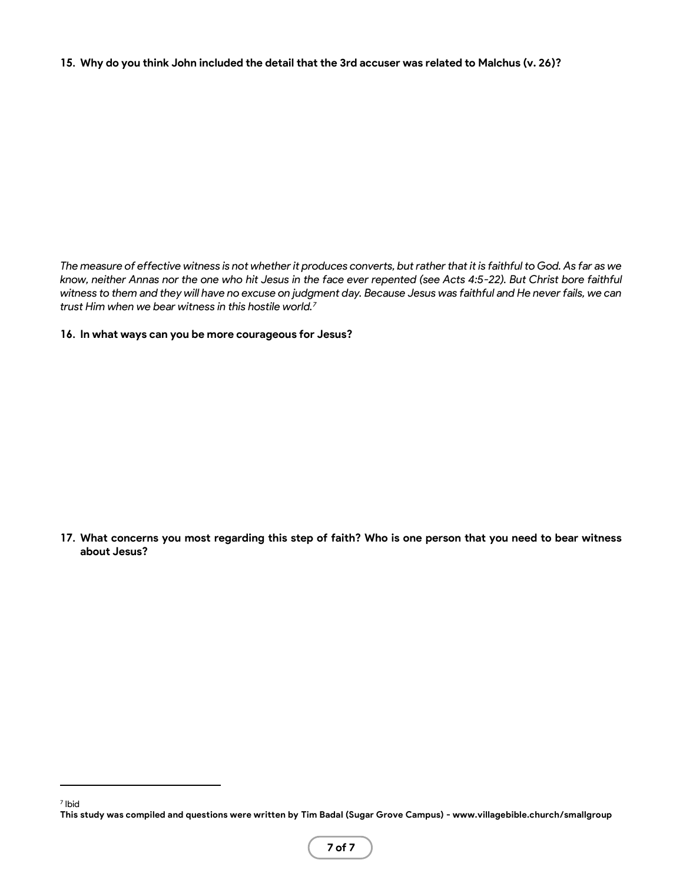**15. Why do you think John included the detail that the 3rd accuser was related to Malchus (v. 26)?**

*The measure of effective witness is not whether it produces converts, but rather that it is faithful to God. As far as we know, neither Annas nor the one who hit Jesus in the face ever repented (see Acts 4:5-22). But Christ bore faithful witness to them and they will have no excuse on judgment day. Because Jesus was faithful and He never fails, we can trust Him when we bear witness in this hostile world.*[7]

**16. In what ways can you be more courageous for Jesus?**

**17. What concerns you most regarding this step of faith? Who is one person that you need to bear witness about Jesus?**

---

[7] Ibid

**This study was compiled and questions were written by Tim Badal (Sugar Grove Campus) - www.villagebible.church/smallgroup**